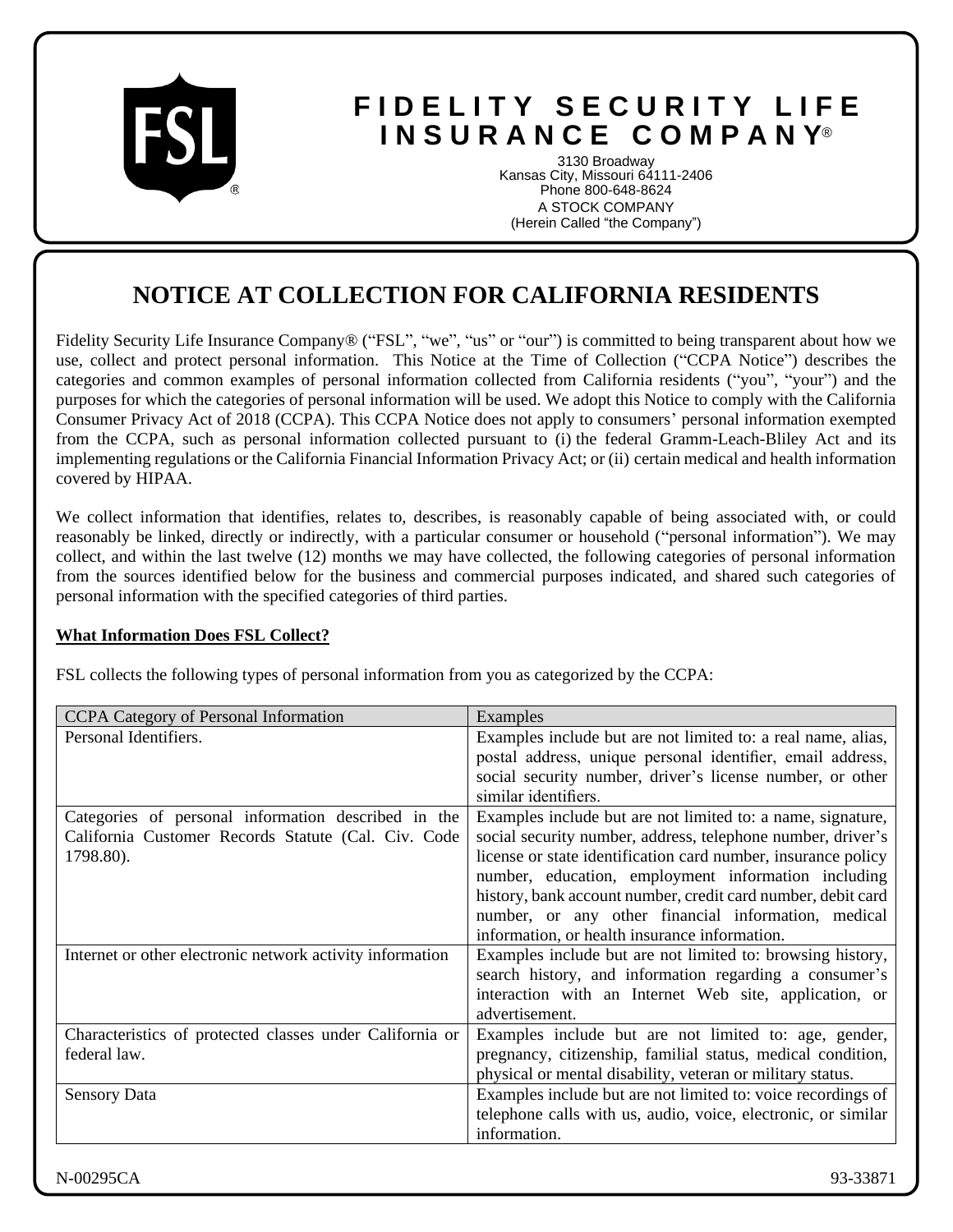# FIDELITY SECURITY LIFE INSURANCE COMPANY®

3130 Broadway
Kansas City, Missouri 64111-2406
Phone 800-648-8624
A STOCK COMPANY
(Herein Called "the Company")

## NOTICE AT COLLECTION FOR CALIFORNIA RESIDENTS

Fidelity Security Life Insurance Company® ("FSL", "we", "us" or "our") is committed to being transparent about how we use, collect and protect personal information. This Notice at the Time of Collection ("CCPA Notice") describes the categories and common examples of personal information collected from California residents ("you", "your") and the purposes for which the categories of personal information will be used. We adopt this Notice to comply with the California Consumer Privacy Act of 2018 (CCPA). This CCPA Notice does not apply to consumers' personal information exempted from the CCPA, such as personal information collected pursuant to (i) the federal Gramm-Leach-Bliley Act and its implementing regulations or the California Financial Information Privacy Act; or (ii) certain medical and health information covered by HIPAA.

We collect information that identifies, relates to, describes, is reasonably capable of being associated with, or could reasonably be linked, directly or indirectly, with a particular consumer or household ("personal information"). We may collect, and within the last twelve (12) months we may have collected, the following categories of personal information from the sources identified below for the business and commercial purposes indicated, and shared such categories of personal information with the specified categories of third parties.

**What Information Does FSL Collect?**

FSL collects the following types of personal information from you as categorized by the CCPA:

| CCPA Category of Personal Information | Examples |
|---|---|
| Personal Identifiers. | Examples include but are not limited to: a real name, alias, postal address, unique personal identifier, email address, social security number, driver's license number, or other similar identifiers. |
| Categories of personal information described in the California Customer Records Statute (Cal. Civ. Code 1798.80). | Examples include but are not limited to: a name, signature, social security number, address, telephone number, driver's license or state identification card number, insurance policy number, education, employment information including history, bank account number, credit card number, debit card number, or any other financial information, medical information, or health insurance information. |
| Internet or other electronic network activity information | Examples include but are not limited to: browsing history, search history, and information regarding a consumer's interaction with an Internet Web site, application, or advertisement. |
| Characteristics of protected classes under California or federal law. | Examples include but are not limited to: age, gender, pregnancy, citizenship, familial status, medical condition, physical or mental disability, veteran or military status. |
| Sensory Data | Examples include but are not limited to: voice recordings of telephone calls with us, audio, voice, electronic, or similar information. |

N-00295CA 93-33871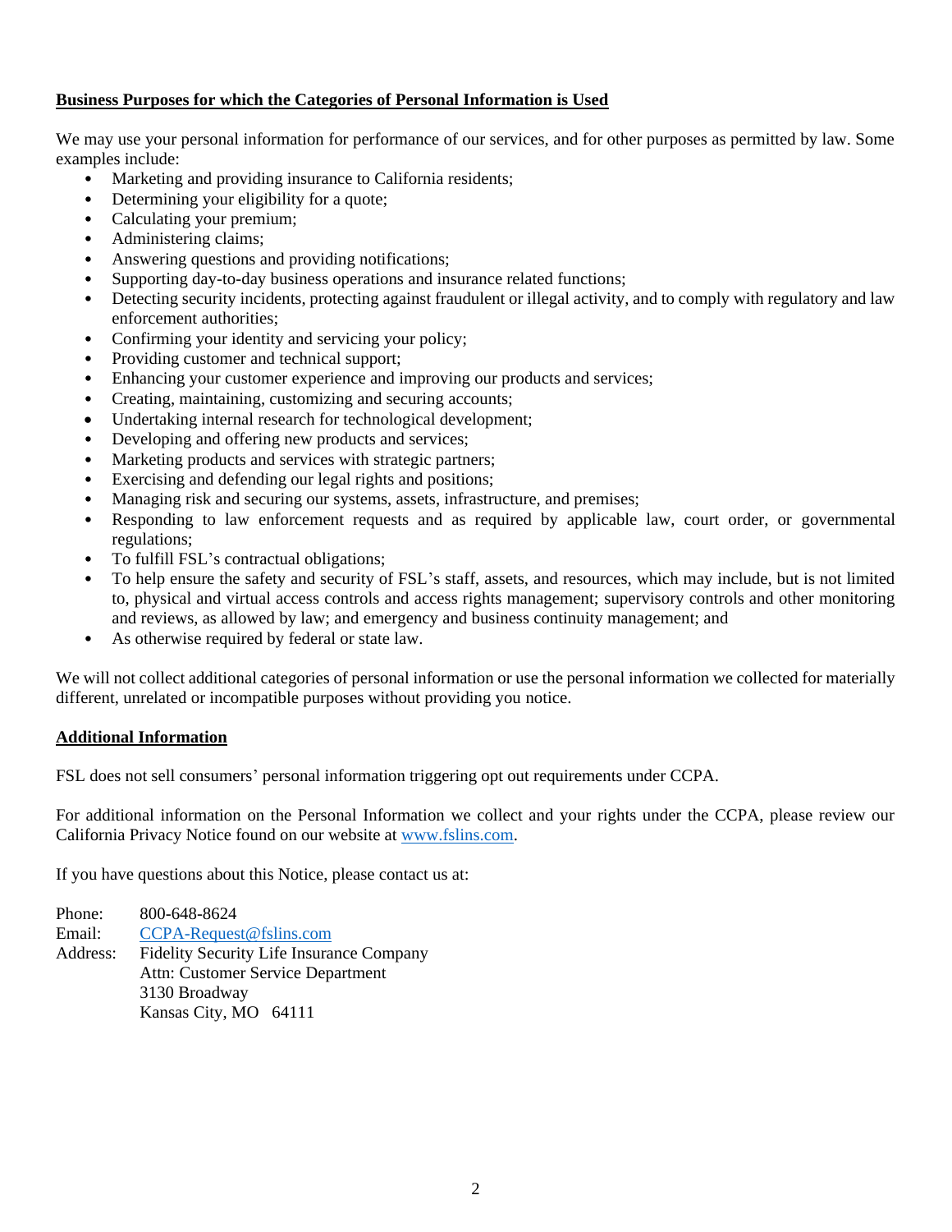**Business Purposes for which the Categories of Personal Information is Used**

We may use your personal information for performance of our services, and for other purposes as permitted by law. Some examples include:

- Marketing and providing insurance to California residents;
- Determining your eligibility for a quote;
- Calculating your premium;
- Administering claims;
- Answering questions and providing notifications;
- Supporting day-to-day business operations and insurance related functions;
- Detecting security incidents, protecting against fraudulent or illegal activity, and to comply with regulatory and law enforcement authorities;
- Confirming your identity and servicing your policy;
- Providing customer and technical support;
- Enhancing your customer experience and improving our products and services;
- Creating, maintaining, customizing and securing accounts;
- Undertaking internal research for technological development;
- Developing and offering new products and services;
- Marketing products and services with strategic partners;
- Exercising and defending our legal rights and positions;
- Managing risk and securing our systems, assets, infrastructure, and premises;
- Responding to law enforcement requests and as required by applicable law, court order, or governmental regulations;
- To fulfill FSL's contractual obligations;
- To help ensure the safety and security of FSL's staff, assets, and resources, which may include, but is not limited to, physical and virtual access controls and access rights management; supervisory controls and other monitoring and reviews, as allowed by law; and emergency and business continuity management; and
- As otherwise required by federal or state law.

We will not collect additional categories of personal information or use the personal information we collected for materially different, unrelated or incompatible purposes without providing you notice.

**Additional Information**

FSL does not sell consumers' personal information triggering opt out requirements under CCPA.

For additional information on the Personal Information we collect and your rights under the CCPA, please review our California Privacy Notice found on our website at www.fslins.com.

If you have questions about this Notice, please contact us at:

Phone: 800-648-8624
Email: CCPA-Request@fslins.com
Address: Fidelity Security Life Insurance Company
Attn: Customer Service Department
3130 Broadway
Kansas City, MO 64111